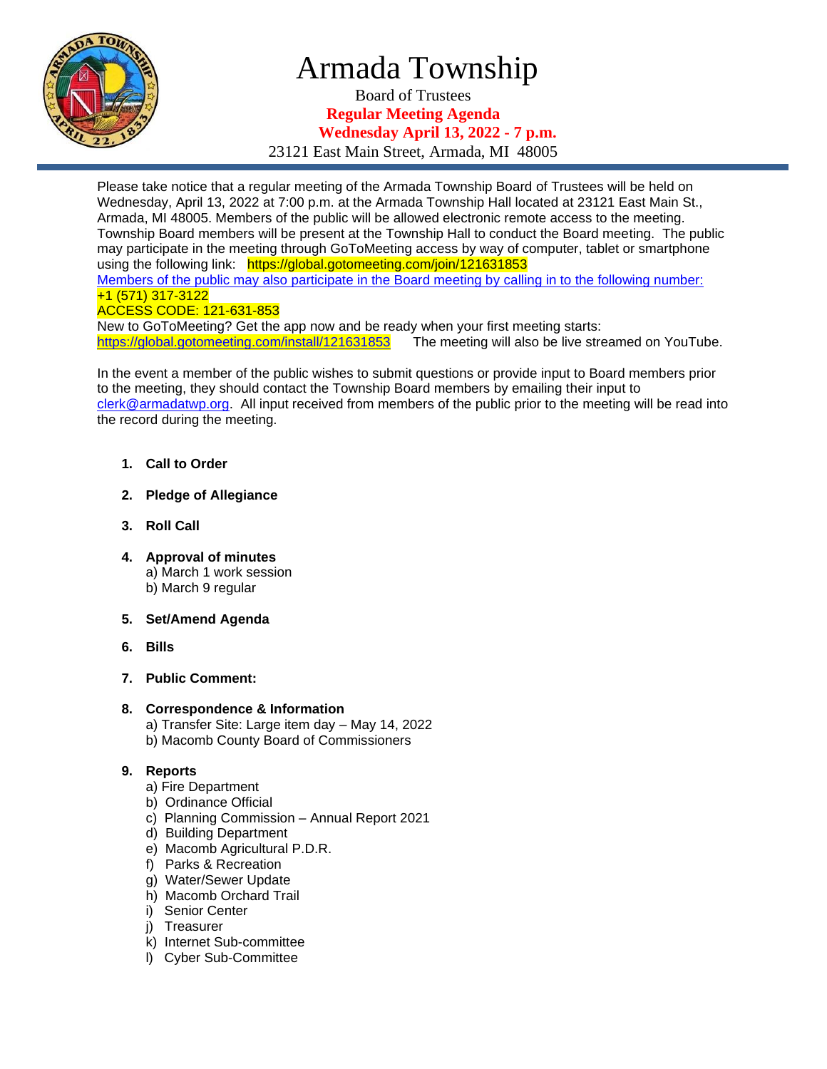# Armada Township

Board of Trustees

**Regular Meeting Agenda**

**Wednesday April 13, 2022 - 7 p.m.**

23121 East Main Street, Armada, MI 48005

Please take notice that a regular meeting of the Armada Township Board of Trustees will be held on Wednesday, April 13, 2022 at 7:00 p.m. at the Armada Township Hall located at 23121 East Main St., Armada, MI 48005. Members of the public will be allowed electronic remote access to the meeting. Township Board members will be present at the Township Hall to conduct the Board meeting. The public may participate in the meeting through GoToMeeting access by way of computer, tablet or smartphone using the following link: https://global.gotomeeting.com/join/121631853

Members of the public may also participate in the Board meeting by calling in to the following number: +1 (571) 317-3122

ACCESS CODE: 121-631-853

New to GoToMeeting? Get the app now and be ready when your first meeting starts: https://global.gotomeeting.com/install/121631853 The meeting will also be live streamed on YouTube.

In the event a member of the public wishes to submit questions or provide input to Board members prior to the meeting, they should contact the Township Board members by emailing their input to clerk@armadatwp.org. All input received from members of the public prior to the meeting will be read into the record during the meeting.

1. **Call to Order**
2. **Pledge of Allegiance**
3. **Roll Call**
4. **Approval of minutes**
   a) March 1 work session
   b) March 9 regular
5. **Set/Amend Agenda**
6. **Bills**
7. **Public Comment:**
8. **Correspondence & Information**
   a) Transfer Site: Large item day – May 14, 2022
   b) Macomb County Board of Commissioners
9. **Reports**
   a) Fire Department
   b) Ordinance Official
   c) Planning Commission – Annual Report 2021
   d) Building Department
   e) Macomb Agricultural P.D.R.
   f) Parks & Recreation
   g) Water/Sewer Update
   h) Macomb Orchard Trail
   i) Senior Center
   j) Treasurer
   k) Internet Sub-committee
   l) Cyber Sub-Committee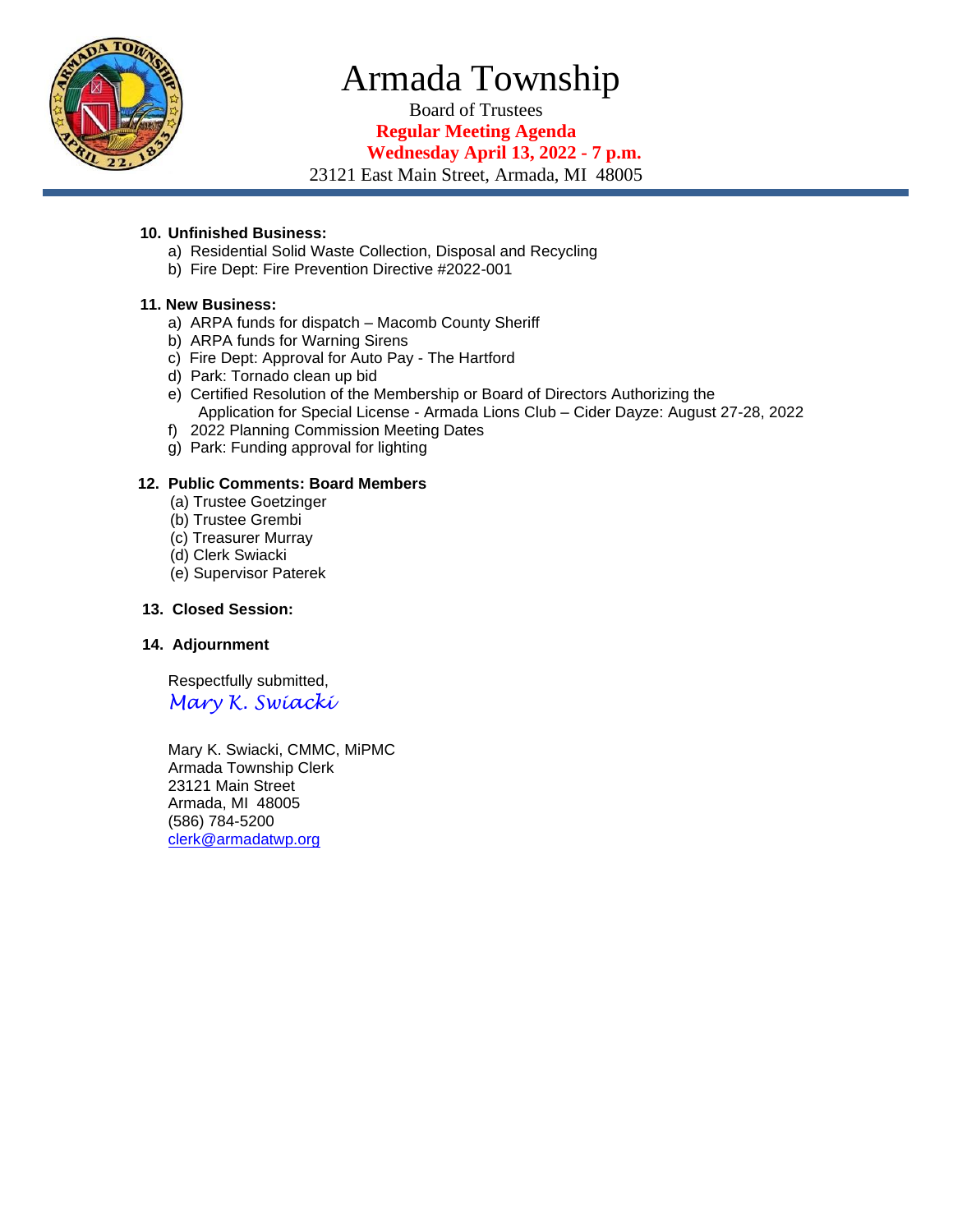# Armada Township

Board of Trustees

**Regular Meeting Agenda**

**Wednesday April 13, 2022 - 7 p.m.**

23121 East Main Street, Armada, MI 48005

**10. Unfinished Business:**

a) Residential Solid Waste Collection, Disposal and Recycling
b) Fire Dept: Fire Prevention Directive #2022-001

**11. New Business:**

a) ARPA funds for dispatch – Macomb County Sheriff
b) ARPA funds for Warning Sirens
c) Fire Dept: Approval for Auto Pay - The Hartford
d) Park: Tornado clean up bid
e) Certified Resolution of the Membership or Board of Directors Authorizing the Application for Special License - Armada Lions Club – Cider Dayze: August 27-28, 2022
f) 2022 Planning Commission Meeting Dates
g) Park: Funding approval for lighting

**12. Public Comments: Board Members**

(a) Trustee Goetzinger
(b) Trustee Grembi
(c) Treasurer Murray
(d) Clerk Swiacki
(e) Supervisor Paterek

**13. Closed Session:**

**14. Adjournment**

Respectfully submitted,

*Mary K. Swiacki*

Mary K. Swiacki, CMMC, MiPMC
Armada Township Clerk
23121 Main Street
Armada, MI 48005
(586) 784-5200
clerk@armadatwp.org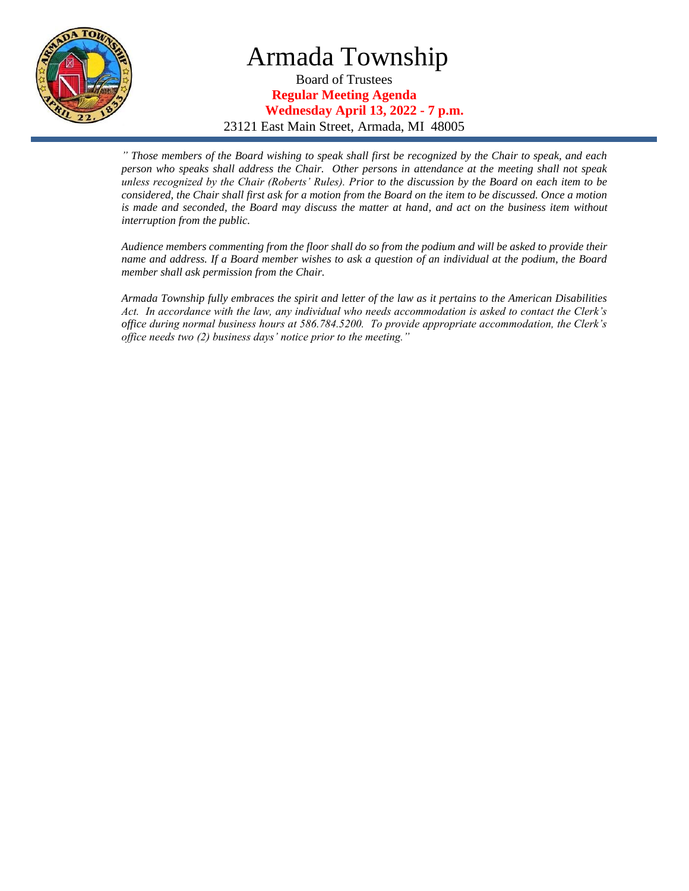# Armada Township

Board of Trustees

**Regular Meeting Agenda**

**Wednesday April 13, 2022 - 7 p.m.**

23121 East Main Street, Armada, MI 48005

*" Those members of the Board wishing to speak shall first be recognized by the Chair to speak, and each person who speaks shall address the Chair. Other persons in attendance at the meeting shall not speak unless recognized by the Chair (Roberts' Rules). Prior to the discussion by the Board on each item to be considered, the Chair shall first ask for a motion from the Board on the item to be discussed. Once a motion is made and seconded, the Board may discuss the matter at hand, and act on the business item without interruption from the public.*

*Audience members commenting from the floor shall do so from the podium and will be asked to provide their name and address. If a Board member wishes to ask a question of an individual at the podium, the Board member shall ask permission from the Chair.*

*Armada Township fully embraces the spirit and letter of the law as it pertains to the American Disabilities Act. In accordance with the law, any individual who needs accommodation is asked to contact the Clerk's office during normal business hours at 586.784.5200. To provide appropriate accommodation, the Clerk's office needs two (2) business days' notice prior to the meeting."*